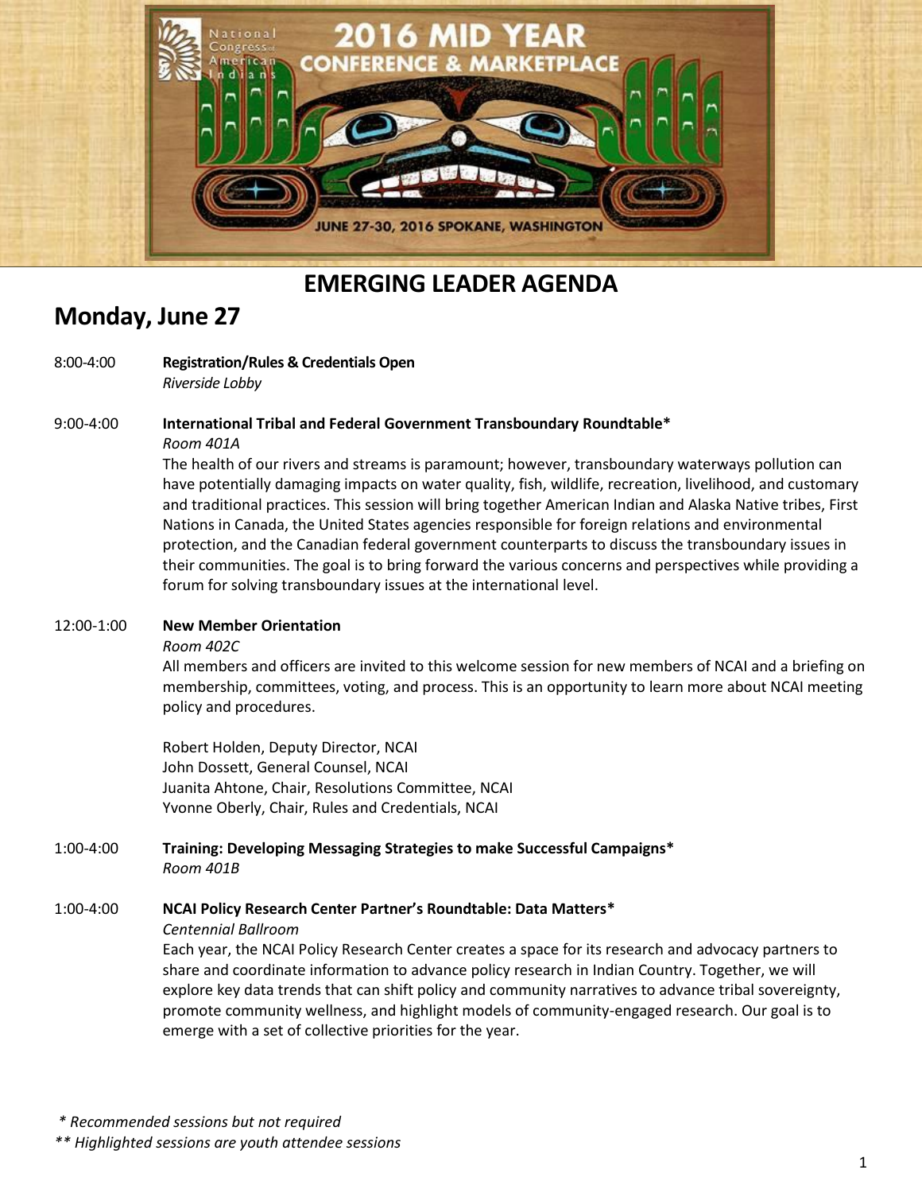# EMERGING LEADER AGENDA

## Monday, June 27

8:00-4:00 **Registration/Rules & Credentials Open**
*Riverside Lobby*

9:00-4:00 **International Tribal and Federal Government Transboundary Roundtable***
*Room 401A*
The health of our rivers and streams is paramount; however, transboundary waterways pollution can have potentially damaging impacts on water quality, fish, wildlife, recreation, livelihood, and customary and traditional practices. This session will bring together American Indian and Alaska Native tribes, First Nations in Canada, the United States agencies responsible for foreign relations and environmental protection, and the Canadian federal government counterparts to discuss the transboundary issues in their communities. The goal is to bring forward the various concerns and perspectives while providing a forum for solving transboundary issues at the international level.

12:00-1:00 **New Member Orientation**
*Room 402C*
All members and officers are invited to this welcome session for new members of NCAI and a briefing on membership, committees, voting, and process. This is an opportunity to learn more about NCAI meeting policy and procedures.

Robert Holden, Deputy Director, NCAI
John Dossett, General Counsel, NCAI
Juanita Ahtone, Chair, Resolutions Committee, NCAI
Yvonne Oberly, Chair, Rules and Credentials, NCAI

1:00-4:00 **Training: Developing Messaging Strategies to make Successful Campaigns***
*Room 401B*

1:00-4:00 **NCAI Policy Research Center Partner's Roundtable: Data Matters***
*Centennial Ballroom*
Each year, the NCAI Policy Research Center creates a space for its research and advocacy partners to share and coordinate information to advance policy research in Indian Country. Together, we will explore key data trends that can shift policy and community narratives to advance tribal sovereignty, promote community wellness, and highlight models of community-engaged research. Our goal is to emerge with a set of collective priorities for the year.

*\* Recommended sessions but not required*
*\*\* Highlighted sessions are youth attendee sessions*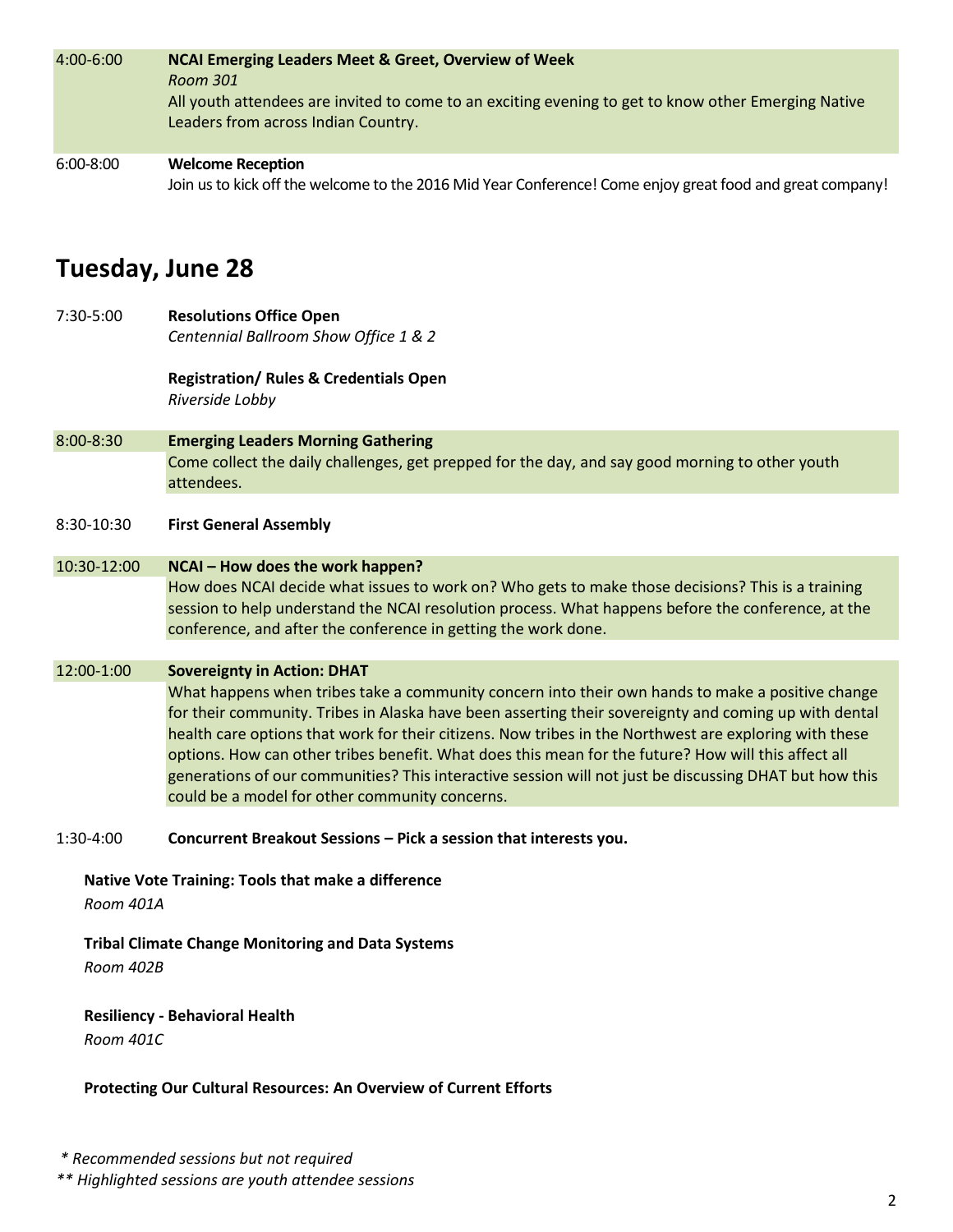4:00-6:00 **NCAI Emerging Leaders Meet & Greet, Overview of Week**
*Room 301*
All youth attendees are invited to come to an exciting evening to get to know other Emerging Native Leaders from across Indian Country.

6:00-8:00 **Welcome Reception**
Join us to kick off the welcome to the 2016 Mid Year Conference! Come enjoy great food and great company!

## Tuesday, June 28

7:30-5:00 **Resolutions Office Open**
*Centennial Ballroom Show Office 1 & 2*

**Registration/ Rules & Credentials Open**
*Riverside Lobby*

8:00-8:30 **Emerging Leaders Morning Gathering**
Come collect the daily challenges, get prepped for the day, and say good morning to other youth attendees.

8:30-10:30 **First General Assembly**

10:30-12:00 **NCAI – How does the work happen?**
How does NCAI decide what issues to work on? Who gets to make those decisions? This is a training session to help understand the NCAI resolution process. What happens before the conference, at the conference, and after the conference in getting the work done.

12:00-1:00 **Sovereignty in Action: DHAT**
What happens when tribes take a community concern into their own hands to make a positive change for their community. Tribes in Alaska have been asserting their sovereignty and coming up with dental health care options that work for their citizens. Now tribes in the Northwest are exploring with these options. How can other tribes benefit. What does this mean for the future? How will this affect all generations of our communities? This interactive session will not just be discussing DHAT but how this could be a model for other community concerns.

1:30-4:00 **Concurrent Breakout Sessions – Pick a session that interests you.**

**Native Vote Training: Tools that make a difference**
*Room 401A*

**Tribal Climate Change Monitoring and Data Systems**
*Room 402B*

**Resiliency - Behavioral Health**
*Room 401C*

**Protecting Our Cultural Resources: An Overview of Current Efforts**

*\* Recommended sessions but not required*
*\*\* Highlighted sessions are youth attendee sessions*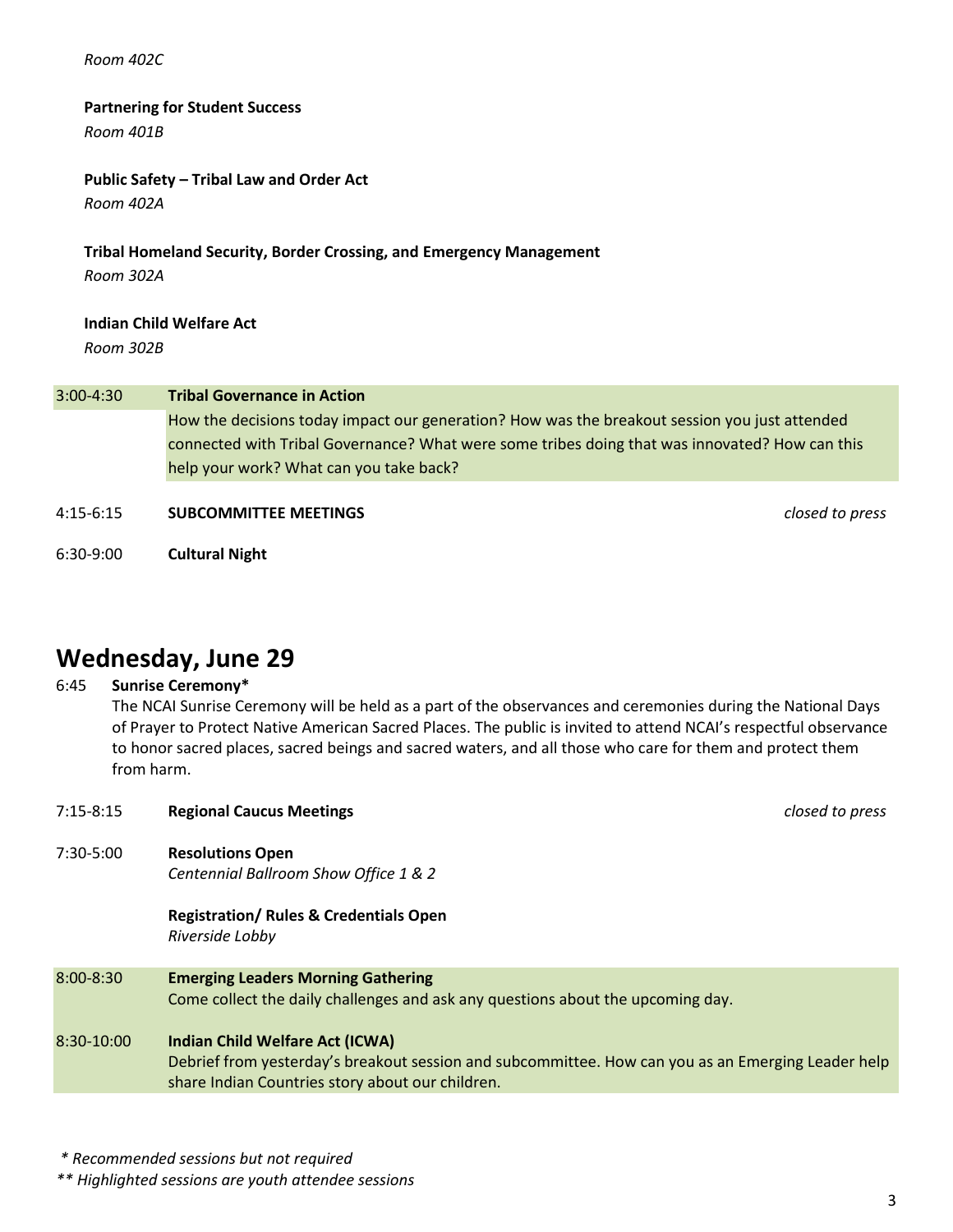*Room 402C*

**Partnering for Student Success**
*Room 401B*

**Public Safety – Tribal Law and Order Act**
*Room 402A*

**Tribal Homeland Security, Border Crossing, and Emergency Management**
*Room 302A*

**Indian Child Welfare Act**
*Room 302B*

3:00-4:30 **Tribal Governance in Action**
How the decisions today impact our generation? How was the breakout session you just attended connected with Tribal Governance? What were some tribes doing that was innovated? How can this help your work? What can you take back?

4:15-6:15 **SUBCOMMITTEE MEETINGS** *closed to press*

6:30-9:00 **Cultural Night**

## Wednesday, June 29

6:45 **Sunrise Ceremony***
The NCAI Sunrise Ceremony will be held as a part of the observances and ceremonies during the National Days of Prayer to Protect Native American Sacred Places. The public is invited to attend NCAI's respectful observance to honor sacred places, sacred beings and sacred waters, and all those who care for them and protect them from harm.

7:15-8:15 **Regional Caucus Meetings** *closed to press*

7:30-5:00 **Resolutions Open**
*Centennial Ballroom Show Office 1 & 2*

**Registration/ Rules & Credentials Open**
*Riverside Lobby*

8:00-8:30 **Emerging Leaders Morning Gathering**
Come collect the daily challenges and ask any questions about the upcoming day.

8:30-10:00 **Indian Child Welfare Act (ICWA)**
Debrief from yesterday's breakout session and subcommittee. How can you as an Emerging Leader help share Indian Countries story about our children.

*\* Recommended sessions but not required*
*\*\* Highlighted sessions are youth attendee sessions*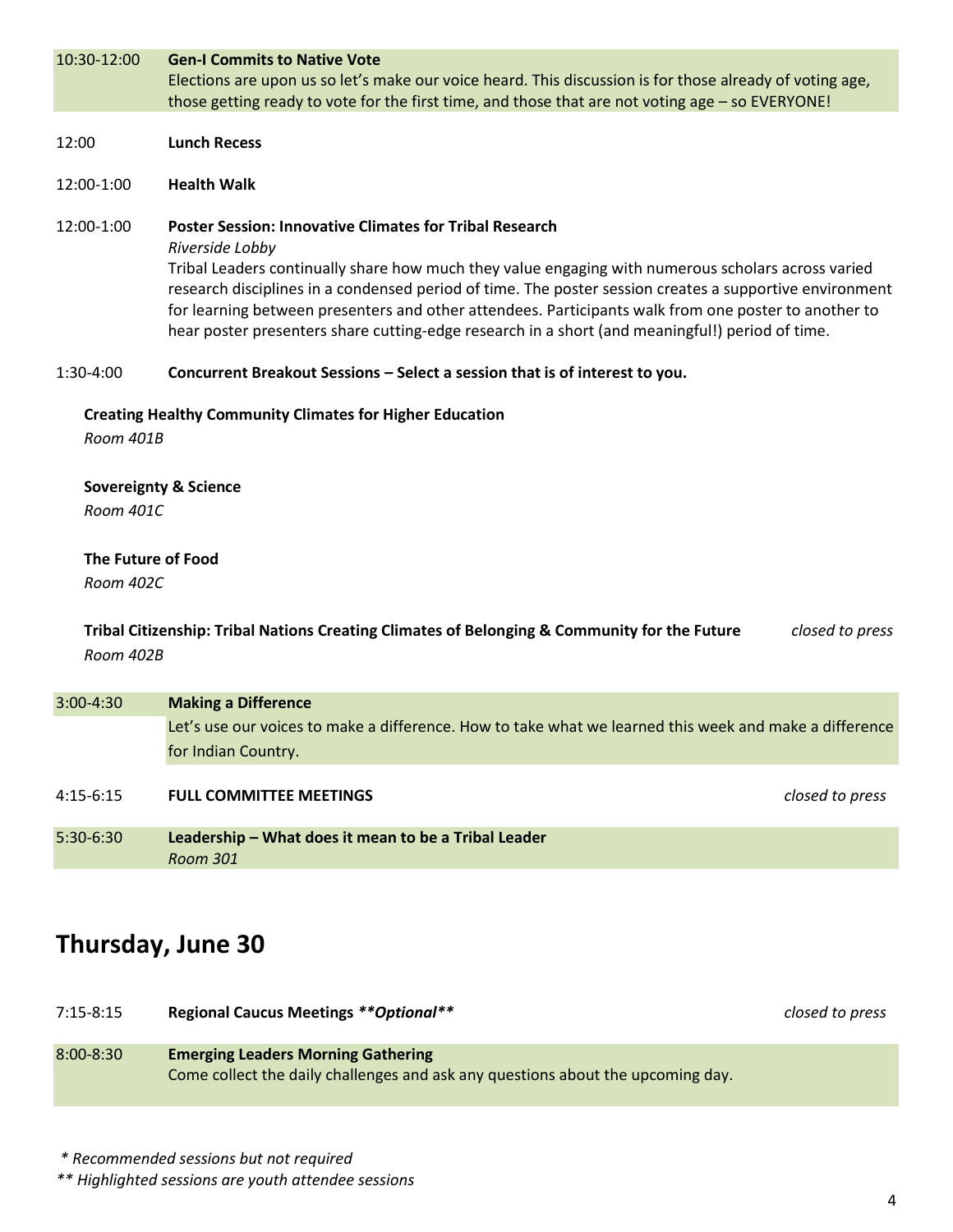10:30-12:00 **Gen-I Commits to Native Vote**
Elections are upon us so let's make our voice heard. This discussion is for those already of voting age, those getting ready to vote for the first time, and those that are not voting age – so EVERYONE!

12:00 **Lunch Recess**

12:00-1:00 **Health Walk**

12:00-1:00 **Poster Session: Innovative Climates for Tribal Research**
*Riverside Lobby*
Tribal Leaders continually share how much they value engaging with numerous scholars across varied research disciplines in a condensed period of time. The poster session creates a supportive environment for learning between presenters and other attendees. Participants walk from one poster to another to hear poster presenters share cutting-edge research in a short (and meaningful!) period of time.

1:30-4:00 **Concurrent Breakout Sessions – Select a session that is of interest to you.**

**Creating Healthy Community Climates for Higher Education**
*Room 401B*

**Sovereignty & Science**
*Room 401C*

**The Future of Food**
*Room 402C*

**Tribal Citizenship: Tribal Nations Creating Climates of Belonging & Community for the Future** *closed to press*
*Room 402B*

3:00-4:30 **Making a Difference**
Let's use our voices to make a difference. How to take what we learned this week and make a difference for Indian Country.

4:15-6:15 **FULL COMMITTEE MEETINGS** *closed to press*

5:30-6:30 **Leadership – What does it mean to be a Tribal Leader**
*Room 301*

## Thursday, June 30

7:15-8:15 **Regional Caucus Meetings *\*\*Optional\*\**** *closed to press*

8:00-8:30 **Emerging Leaders Morning Gathering**
Come collect the daily challenges and ask any questions about the upcoming day.

*\* Recommended sessions but not required*
*\*\* Highlighted sessions are youth attendee sessions*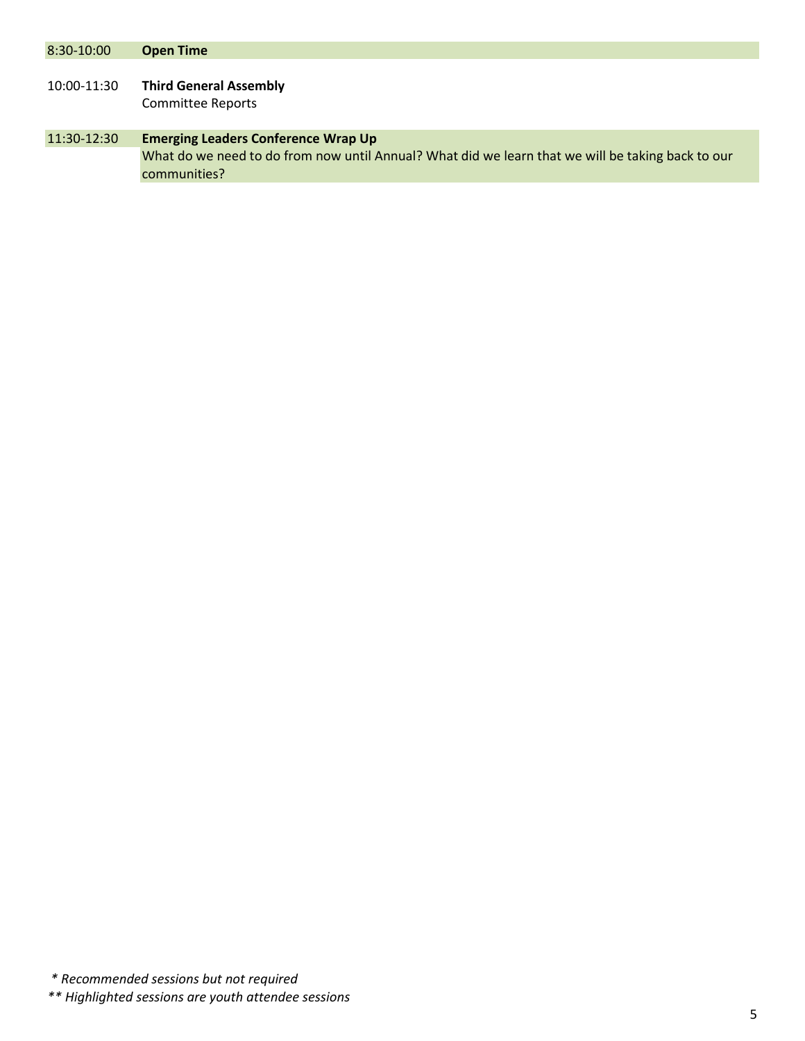| | |
|---|---|
| 8:30-10:00 | **Open Time** |
| 10:00-11:30 | **Third General Assembly**<br>Committee Reports |
| 11:30-12:30 | **Emerging Leaders Conference Wrap Up**<br>What do we need to do from now until Annual? What did we learn that we will be taking back to our communities? |

*\* Recommended sessions but not required*

*\*\* Highlighted sessions are youth attendee sessions*